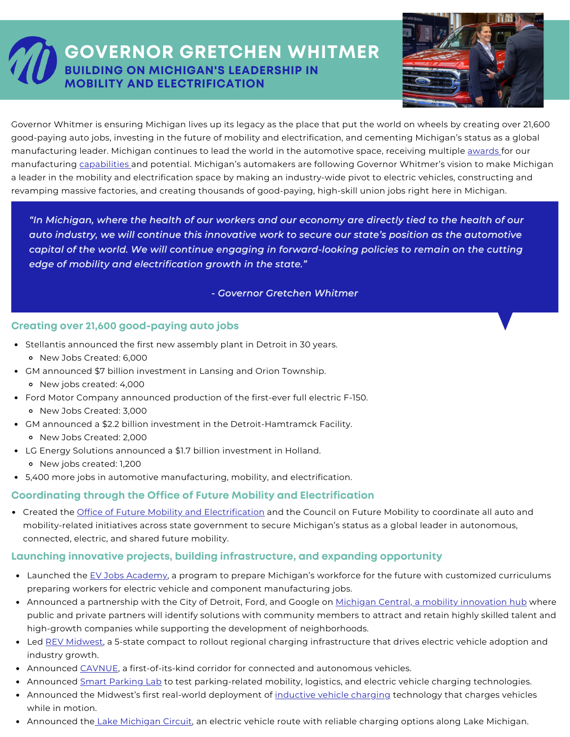# GOVERNOR GRETCHEN WHITMER

## BUILDING ON MICHIGAN'S LEADERSHIP IN MOBILITY AND ELECTRIFICATION

Governor Whitmer is ensuring Michigan lives up its legacy as the place that put the world on wheels by creating over 21,600 good-paying auto jobs, investing in the future of mobility and electrification, and cementing Michigan's status as a global manufacturing leader. Michigan continues to lead the world in the automotive space, receiving multiple awards for our manufacturing capabilities and potential. Michigan's automakers are following Governor Whitmer's vision to make Michigan a leader in the mobility and electrification space by making an industry-wide pivot to electric vehicles, constructing and revamping massive factories, and creating thousands of good-paying, high-skill union jobs right here in Michigan.

> *"In Michigan, where the health of our workers and our economy are directly tied to the health of our auto industry, we will continue this innovative work to secure our state's position as the automotive capital of the world. We will continue engaging in forward-looking policies to remain on the cutting edge of mobility and electrification growth in the state."*
>
> *- Governor Gretchen Whitmer*

### Creating over 21,600 good-paying auto jobs

- Stellantis announced the first new assembly plant in Detroit in 30 years.
  - New Jobs Created: 6,000
- GM announced $7 billion investment in Lansing and Orion Township.
  - New jobs created: 4,000
- Ford Motor Company announced production of the first-ever full electric F-150.
  - New Jobs Created: 3,000
- GM announced a $2.2 billion investment in the Detroit-Hamtramck Facility.
  - New Jobs Created: 2,000
- LG Energy Solutions announced a $1.7 billion investment in Holland.
  - New jobs created: 1,200
- 5,400 more jobs in automotive manufacturing, mobility, and electrification.

### Coordinating through the Office of Future Mobility and Electrification

- Created the Office of Future Mobility and Electrification and the Council on Future Mobility to coordinate all auto and mobility-related initiatives across state government to secure Michigan's status as a global leader in autonomous, connected, electric, and shared future mobility.

### Launching innovative projects, building infrastructure, and expanding opportunity

- Launched the EV Jobs Academy, a program to prepare Michigan's workforce for the future with customized curriculums preparing workers for electric vehicle and component manufacturing jobs.
- Announced a partnership with the City of Detroit, Ford, and Google on Michigan Central, a mobility innovation hub where public and private partners will identify solutions with community members to attract and retain highly skilled talent and high-growth companies while supporting the development of neighborhoods.
- Led REV Midwest, a 5-state compact to rollout regional charging infrastructure that drives electric vehicle adoption and industry growth.
- Announced CAVNUE, a first-of-its-kind corridor for connected and autonomous vehicles.
- Announced Smart Parking Lab to test parking-related mobility, logistics, and electric vehicle charging technologies.
- Announced the Midwest's first real-world deployment of inductive vehicle charging technology that charges vehicles while in motion.
- Announced the Lake Michigan Circuit, an electric vehicle route with reliable charging options along Lake Michigan.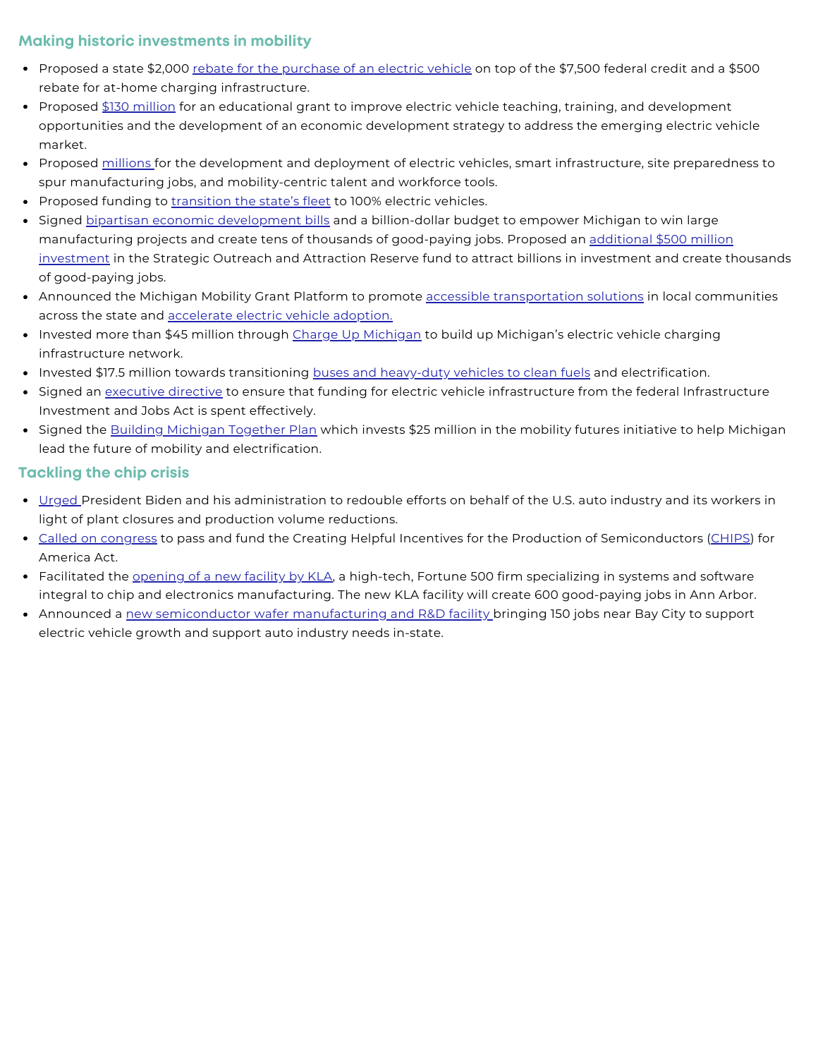## Making historic investments in mobility

- Proposed a state $2,000 rebate for the purchase of an electric vehicle on top of the $7,500 federal credit and a $500 rebate for at-home charging infrastructure.
- Proposed $130 million for an educational grant to improve electric vehicle teaching, training, and development opportunities and the development of an economic development strategy to address the emerging electric vehicle market.
- Proposed millions for the development and deployment of electric vehicles, smart infrastructure, site preparedness to spur manufacturing jobs, and mobility-centric talent and workforce tools.
- Proposed funding to transition the state's fleet to 100% electric vehicles.
- Signed bipartisan economic development bills and a billion-dollar budget to empower Michigan to win large manufacturing projects and create tens of thousands of good-paying jobs. Proposed an additional $500 million investment in the Strategic Outreach and Attraction Reserve fund to attract billions in investment and create thousands of good-paying jobs.
- Announced the Michigan Mobility Grant Platform to promote accessible transportation solutions in local communities across the state and accelerate electric vehicle adoption.
- Invested more than $45 million through Charge Up Michigan to build up Michigan's electric vehicle charging infrastructure network.
- Invested $17.5 million towards transitioning buses and heavy-duty vehicles to clean fuels and electrification.
- Signed an executive directive to ensure that funding for electric vehicle infrastructure from the federal Infrastructure Investment and Jobs Act is spent effectively.
- Signed the Building Michigan Together Plan which invests $25 million in the mobility futures initiative to help Michigan lead the future of mobility and electrification.

## Tackling the chip crisis

- Urged President Biden and his administration to redouble efforts on behalf of the U.S. auto industry and its workers in light of plant closures and production volume reductions.
- Called on congress to pass and fund the Creating Helpful Incentives for the Production of Semiconductors (CHIPS) for America Act.
- Facilitated the opening of a new facility by KLA, a high-tech, Fortune 500 firm specializing in systems and software integral to chip and electronics manufacturing. The new KLA facility will create 600 good-paying jobs in Ann Arbor.
- Announced a new semiconductor wafer manufacturing and R&D facility bringing 150 jobs near Bay City to support electric vehicle growth and support auto industry needs in-state.